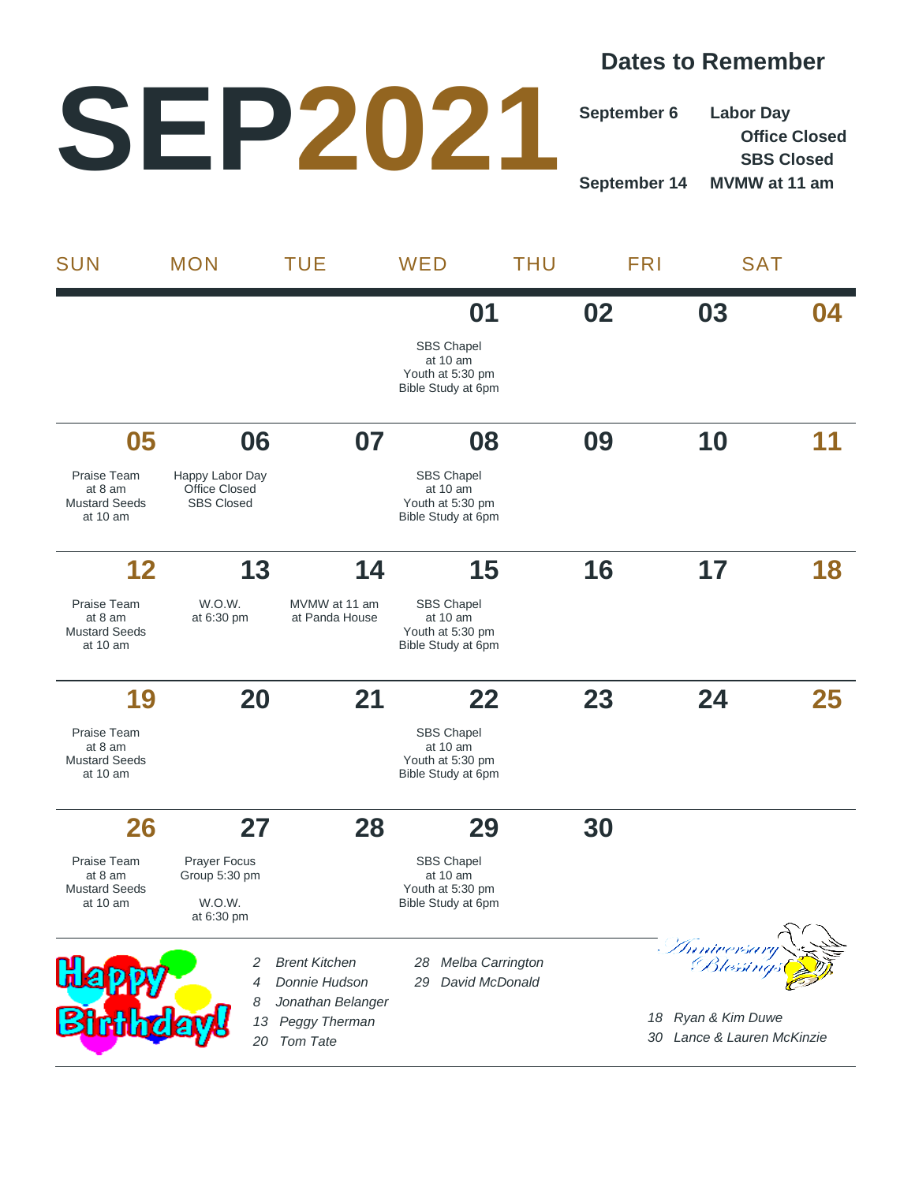# SEP 2021

## Dates to Remember

**September 6** — **Labor Day**
**Office Closed**
**SBS Closed**

**September 14** — **MVMW at 11 am**

| SUN | MON | TUE | WED | THU | FRI | SAT |
|---|---|---|---|---|---|---|
| | | | **01** SBS Chapel at 10 am Youth at 5:30 pm Bible Study at 6pm | **02** | **03** | **04** |
| **05** Praise Team at 8 am Mustard Seeds at 10 am | **06** Happy Labor Day Office Closed SBS Closed | **07** | **08** SBS Chapel at 10 am Youth at 5:30 pm Bible Study at 6pm | **09** | **10** | **11** |
| **12** Praise Team at 8 am Mustard Seeds at 10 am | **13** W.O.W. at 6:30 pm | **14** MVMW at 11 am at Panda House | **15** SBS Chapel at 10 am Youth at 5:30 pm Bible Study at 6pm | **16** | **17** | **18** |
| **19** Praise Team at 8 am Mustard Seeds at 10 am | **20** | **21** | **22** SBS Chapel at 10 am Youth at 5:30 pm Bible Study at 6pm | **23** | **24** | **25** |
| **26** Praise Team at 8 am Mustard Seeds at 10 am | **27** Prayer Focus Group 5:30 pm W.O.W. at 6:30 pm | **28** | **29** SBS Chapel at 10 am Youth at 5:30 pm Bible Study at 6pm | **30** | | |

## Happy Birthday!

*2 Brent Kitchen*
*4 Donnie Hudson*
*8 Jonathan Belanger*
*13 Peggy Therman*
*20 Tom Tate*
*28 Melba Carrington*
*29 David McDonald*

## Anniversary Blessings

*18 Ryan & Kim Duwe*
*30 Lance & Lauren McKinzie*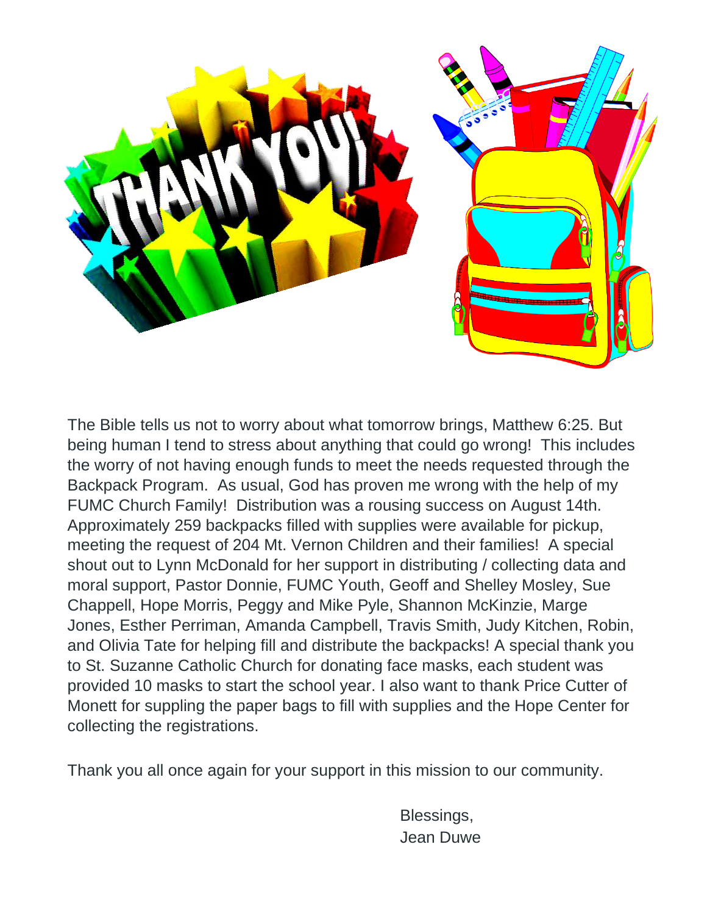The Bible tells us not to worry about what tomorrow brings, Matthew 6:25. But being human I tend to stress about anything that could go wrong! This includes the worry of not having enough funds to meet the needs requested through the Backpack Program. As usual, God has proven me wrong with the help of my FUMC Church Family! Distribution was a rousing success on August 14th. Approximately 259 backpacks filled with supplies were available for pickup, meeting the request of 204 Mt. Vernon Children and their families! A special shout out to Lynn McDonald for her support in distributing / collecting data and moral support, Pastor Donnie, FUMC Youth, Geoff and Shelley Mosley, Sue Chappell, Hope Morris, Peggy and Mike Pyle, Shannon McKinzie, Marge Jones, Esther Perriman, Amanda Campbell, Travis Smith, Judy Kitchen, Robin, and Olivia Tate for helping fill and distribute the backpacks! A special thank you to St. Suzanne Catholic Church for donating face masks, each student was provided 10 masks to start the school year. I also want to thank Price Cutter of Monett for suppling the paper bags to fill with supplies and the Hope Center for collecting the registrations.

Thank you all once again for your support in this mission to our community.

Blessings,
Jean Duwe